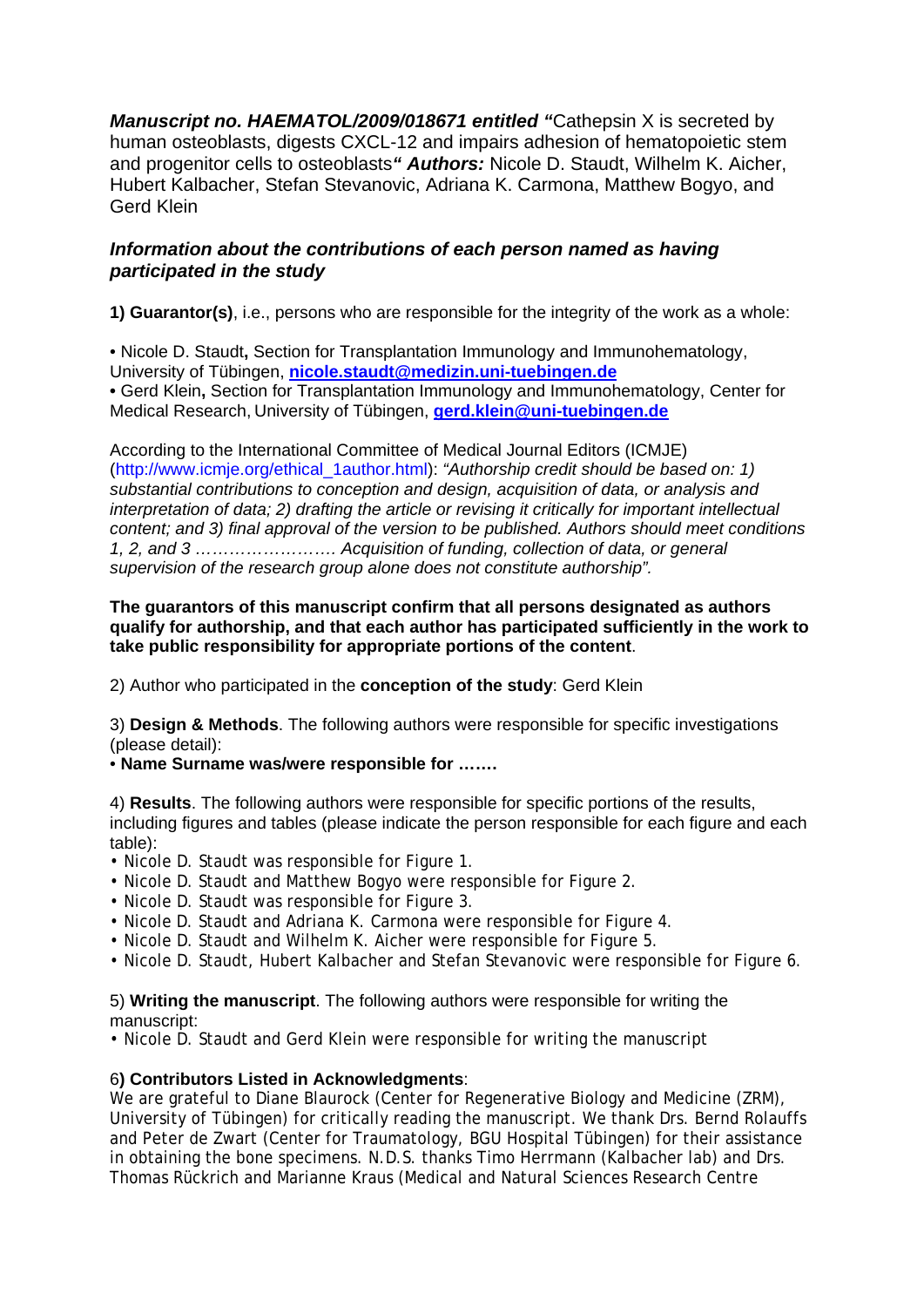***Manuscript no. HAEMATOL/2009/018671 entitled "***Cathepsin X is secreted by human osteoblasts, digests CXCL-12 and impairs adhesion of hematopoietic stem and progenitor cells to osteoblasts***" Authors:*** Nicole D. Staudt, Wilhelm K. Aicher, Hubert Kalbacher, Stefan Stevanovic, Adriana K. Carmona, Matthew Bogyo, and Gerd Klein

### *Information about the contributions of each person named as having participated in the study*

**1) Guarantor(s)**, i.e., persons who are responsible for the integrity of the work as a whole:

• Nicole D. Staudt**,** Section for Transplantation Immunology and Immunohematology, University of Tübingen, **nicole.staudt@medizin.uni-tuebingen.de**
• Gerd Klein**,** Section for Transplantation Immunology and Immunohematology, Center for Medical Research, University of Tübingen, **gerd.klein@uni-tuebingen.de**

According to the International Committee of Medical Journal Editors (ICMJE) (http://www.icmje.org/ethical_1author.html): *"Authorship credit should be based on: 1) substantial contributions to conception and design, acquisition of data, or analysis and interpretation of data; 2) drafting the article or revising it critically for important intellectual content; and 3) final approval of the version to be published. Authors should meet conditions 1, 2, and 3 ……………………. Acquisition of funding, collection of data, or general supervision of the research group alone does not constitute authorship".*

**The guarantors of this manuscript confirm that all persons designated as authors qualify for authorship, and that each author has participated sufficiently in the work to take public responsibility for appropriate portions of the content**.

2) Author who participated in the **conception of the study**: Gerd Klein

3) **Design & Methods**. The following authors were responsible for specific investigations (please detail):
• **Name Surname was/were responsible for …….**

4) **Results**. The following authors were responsible for specific portions of the results, including figures and tables (please indicate the person responsible for each figure and each table):
• Nicole D. Staudt was responsible for Figure 1.
• Nicole D. Staudt and Matthew Bogyo were responsible for Figure 2.
• Nicole D. Staudt was responsible for Figure 3.
• Nicole D. Staudt and Adriana K. Carmona were responsible for Figure 4.
• Nicole D. Staudt and Wilhelm K. Aicher were responsible for Figure 5.
• Nicole D. Staudt, Hubert Kalbacher and Stefan Stevanovic were responsible for Figure 6.

5) **Writing the manuscript**. The following authors were responsible for writing the manuscript:
• Nicole D. Staudt and Gerd Klein were responsible for writing the manuscript

6**) Contributors Listed in Acknowledgments**:
We are grateful to Diane Blaurock (Center for Regenerative Biology and Medicine (ZRM), University of Tübingen) for critically reading the manuscript. We thank Drs. Bernd Rolauffs and Peter de Zwart (Center for Traumatology, BGU Hospital Tübingen) for their assistance in obtaining the bone specimens. N.D.S. thanks Timo Herrmann (Kalbacher lab) and Drs. Thomas Rückrich and Marianne Kraus (Medical and Natural Sciences Research Centre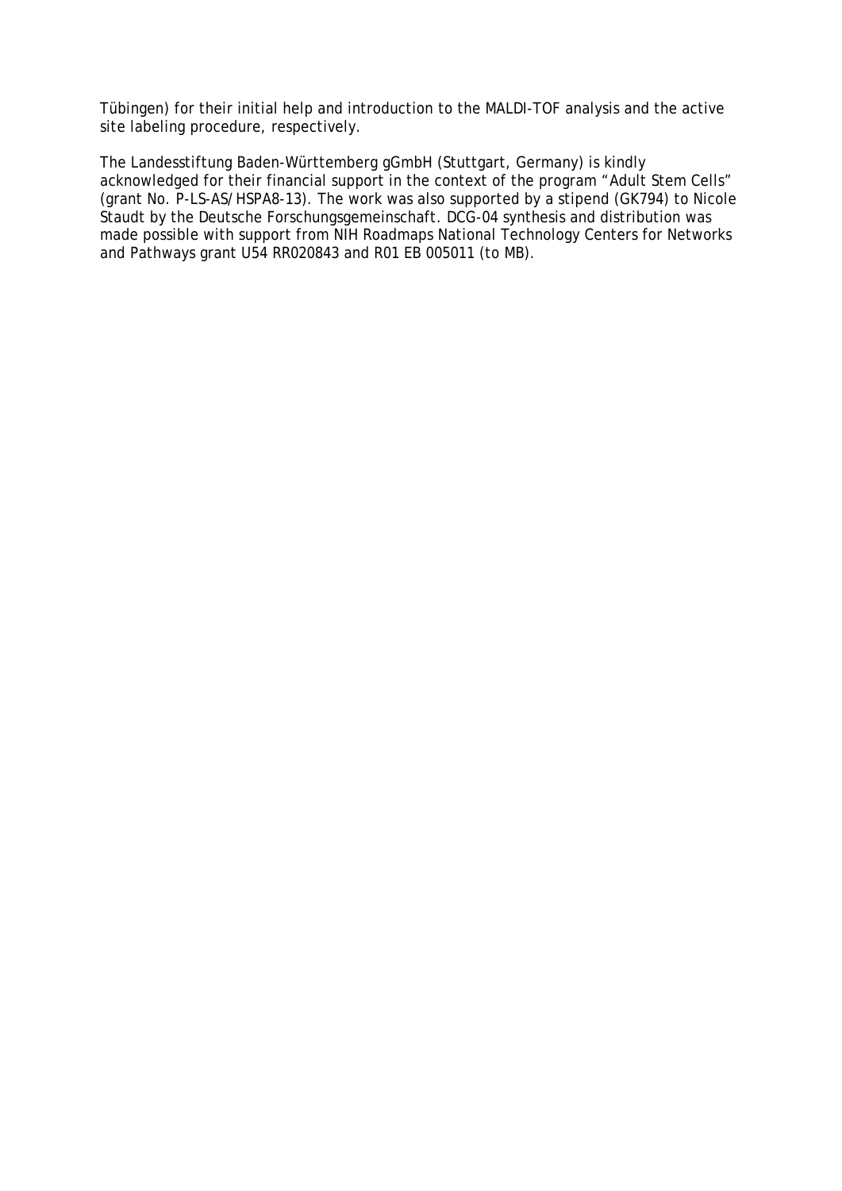Tübingen) for their initial help and introduction to the MALDI-TOF analysis and the active site labeling procedure, respectively.

The Landesstiftung Baden-Württemberg gGmbH (Stuttgart, Germany) is kindly acknowledged for their financial support in the context of the program "Adult Stem Cells" (grant No. P-LS-AS/HSPA8-13). The work was also supported by a stipend (GK794) to Nicole Staudt by the Deutsche Forschungsgemeinschaft. DCG-04 synthesis and distribution was made possible with support from NIH Roadmaps National Technology Centers for Networks and Pathways grant U54 RR020843 and R01 EB 005011 (to MB).